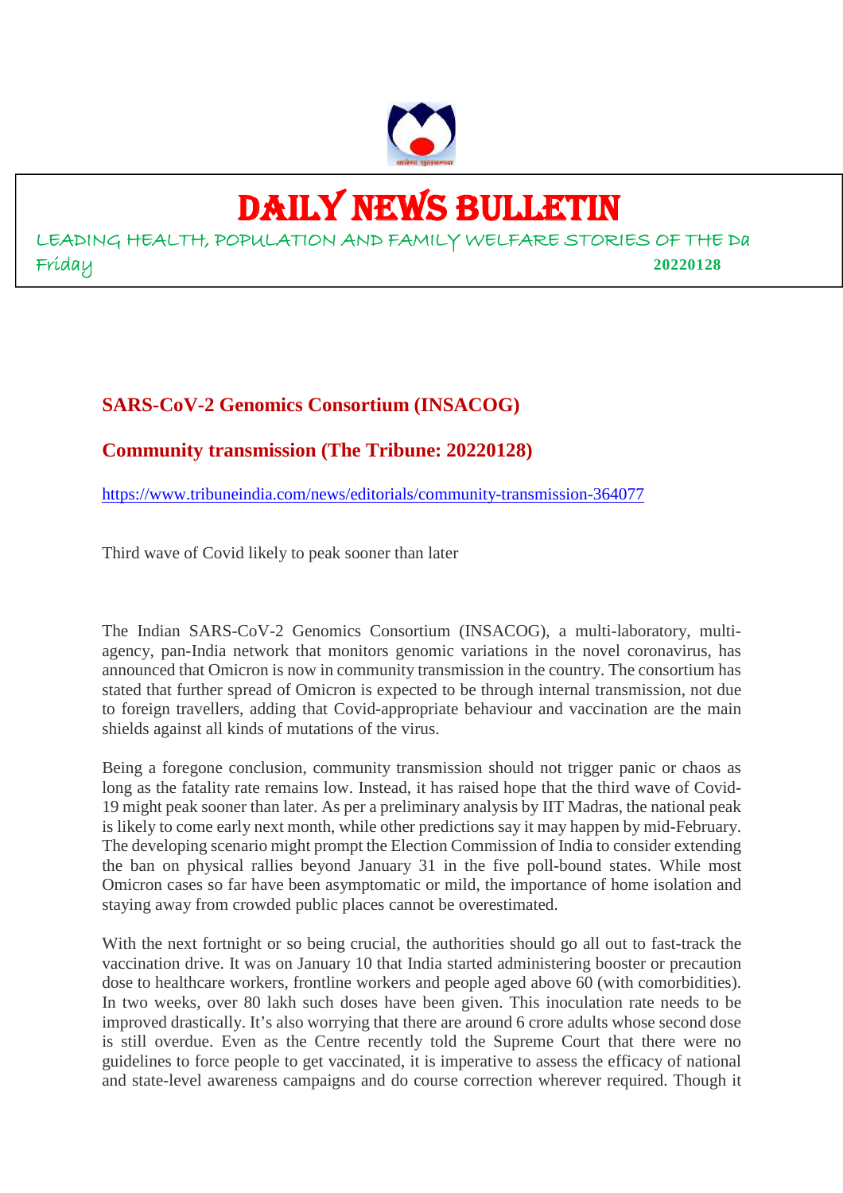# DAILY NEWS BULLETIN

LEADING HEALTH, POPULATION AND FAMILY WELFARE STORIES OF THE Da

Friday **20220128**

## SARS-CoV-2 Genomics Consortium (INSACOG)

## Community transmission (The Tribune: 20220128)

https://www.tribuneindia.com/news/editorials/community-transmission-364077

Third wave of Covid likely to peak sooner than later

The Indian SARS-CoV-2 Genomics Consortium (INSACOG), a multi-laboratory, multi-agency, pan-India network that monitors genomic variations in the novel coronavirus, has announced that Omicron is now in community transmission in the country. The consortium has stated that further spread of Omicron is expected to be through internal transmission, not due to foreign travellers, adding that Covid-appropriate behaviour and vaccination are the main shields against all kinds of mutations of the virus.

Being a foregone conclusion, community transmission should not trigger panic or chaos as long as the fatality rate remains low. Instead, it has raised hope that the third wave of Covid-19 might peak sooner than later. As per a preliminary analysis by IIT Madras, the national peak is likely to come early next month, while other predictions say it may happen by mid-February. The developing scenario might prompt the Election Commission of India to consider extending the ban on physical rallies beyond January 31 in the five poll-bound states. While most Omicron cases so far have been asymptomatic or mild, the importance of home isolation and staying away from crowded public places cannot be overestimated.

With the next fortnight or so being crucial, the authorities should go all out to fast-track the vaccination drive. It was on January 10 that India started administering booster or precaution dose to healthcare workers, frontline workers and people aged above 60 (with comorbidities). In two weeks, over 80 lakh such doses have been given. This inoculation rate needs to be improved drastically. It's also worrying that there are around 6 crore adults whose second dose is still overdue. Even as the Centre recently told the Supreme Court that there were no guidelines to force people to get vaccinated, it is imperative to assess the efficacy of national and state-level awareness campaigns and do course correction wherever required. Though it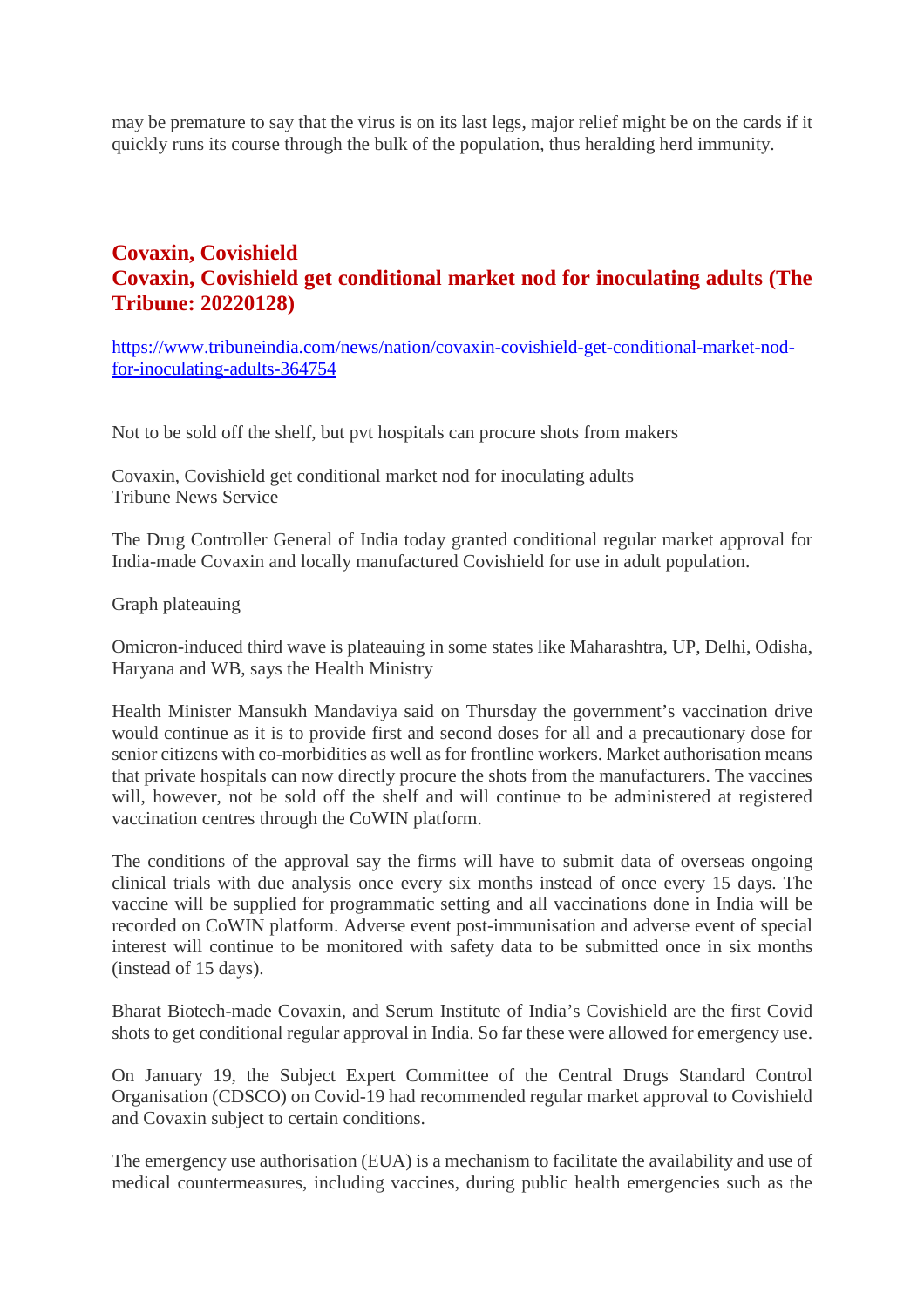may be premature to say that the virus is on its last legs, major relief might be on the cards if it quickly runs its course through the bulk of the population, thus heralding herd immunity.

## Covaxin, Covishield
## Covaxin, Covishield get conditional market nod for inoculating adults (The Tribune: 20220128)

[https://www.tribuneindia.com/news/nation/covaxin-covishield-get-conditional-market-nod-for-inoculating-adults-364754](https://www.tribuneindia.com/news/nation/covaxin-covishield-get-conditional-market-nod-for-inoculating-adults-364754)

Not to be sold off the shelf, but pvt hospitals can procure shots from makers

Covaxin, Covishield get conditional market nod for inoculating adults
Tribune News Service

The Drug Controller General of India today granted conditional regular market approval for India-made Covaxin and locally manufactured Covishield for use in adult population.

Graph plateauing

Omicron-induced third wave is plateauing in some states like Maharashtra, UP, Delhi, Odisha, Haryana and WB, says the Health Ministry

Health Minister Mansukh Mandaviya said on Thursday the government's vaccination drive would continue as it is to provide first and second doses for all and a precautionary dose for senior citizens with co-morbidities as well as for frontline workers. Market authorisation means that private hospitals can now directly procure the shots from the manufacturers. The vaccines will, however, not be sold off the shelf and will continue to be administered at registered vaccination centres through the CoWIN platform.

The conditions of the approval say the firms will have to submit data of overseas ongoing clinical trials with due analysis once every six months instead of once every 15 days. The vaccine will be supplied for programmatic setting and all vaccinations done in India will be recorded on CoWIN platform. Adverse event post-immunisation and adverse event of special interest will continue to be monitored with safety data to be submitted once in six months (instead of 15 days).

Bharat Biotech-made Covaxin, and Serum Institute of India's Covishield are the first Covid shots to get conditional regular approval in India. So far these were allowed for emergency use.

On January 19, the Subject Expert Committee of the Central Drugs Standard Control Organisation (CDSCO) on Covid-19 had recommended regular market approval to Covishield and Covaxin subject to certain conditions.

The emergency use authorisation (EUA) is a mechanism to facilitate the availability and use of medical countermeasures, including vaccines, during public health emergencies such as the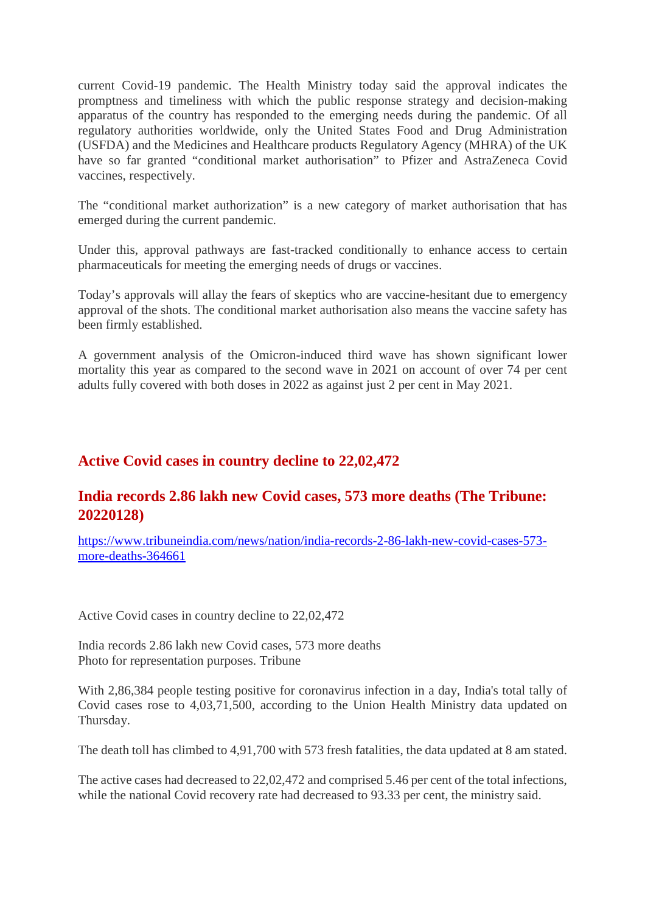current Covid-19 pandemic. The Health Ministry today said the approval indicates the promptness and timeliness with which the public response strategy and decision-making apparatus of the country has responded to the emerging needs during the pandemic. Of all regulatory authorities worldwide, only the United States Food and Drug Administration (USFDA) and the Medicines and Healthcare products Regulatory Agency (MHRA) of the UK have so far granted "conditional market authorisation" to Pfizer and AstraZeneca Covid vaccines, respectively.

The "conditional market authorization" is a new category of market authorisation that has emerged during the current pandemic.

Under this, approval pathways are fast-tracked conditionally to enhance access to certain pharmaceuticals for meeting the emerging needs of drugs or vaccines.

Today's approvals will allay the fears of skeptics who are vaccine-hesitant due to emergency approval of the shots. The conditional market authorisation also means the vaccine safety has been firmly established.

A government analysis of the Omicron-induced third wave has shown significant lower mortality this year as compared to the second wave in 2021 on account of over 74 per cent adults fully covered with both doses in 2022 as against just 2 per cent in May 2021.

## Active Covid cases in country decline to 22,02,472

## India records 2.86 lakh new Covid cases, 573 more deaths (The Tribune: 20220128)

https://www.tribuneindia.com/news/nation/india-records-2-86-lakh-new-covid-cases-573-more-deaths-364661

Active Covid cases in country decline to 22,02,472

India records 2.86 lakh new Covid cases, 573 more deaths
Photo for representation purposes. Tribune

With 2,86,384 people testing positive for coronavirus infection in a day, India's total tally of Covid cases rose to 4,03,71,500, according to the Union Health Ministry data updated on Thursday.

The death toll has climbed to 4,91,700 with 573 fresh fatalities, the data updated at 8 am stated.

The active cases had decreased to 22,02,472 and comprised 5.46 per cent of the total infections, while the national Covid recovery rate had decreased to 93.33 per cent, the ministry said.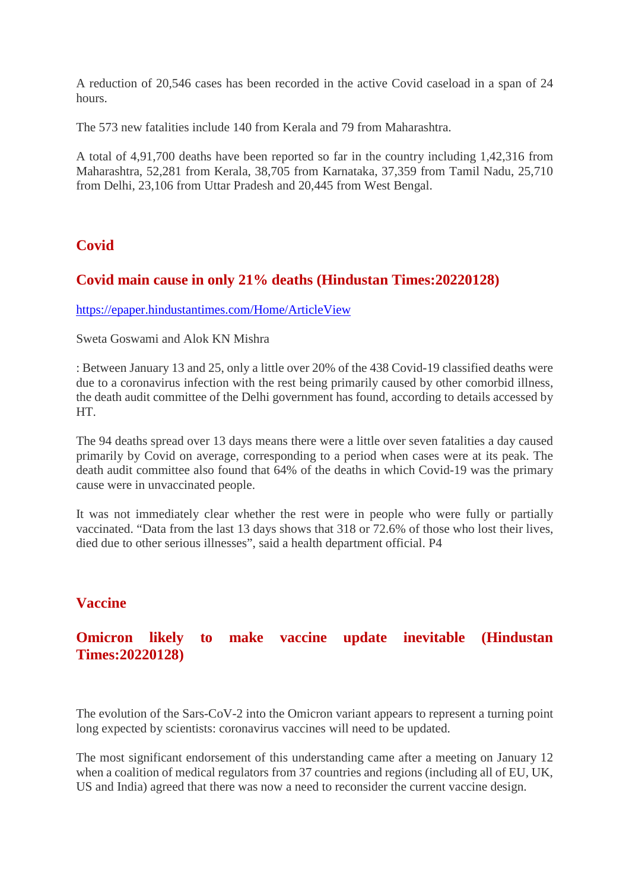A reduction of 20,546 cases has been recorded in the active Covid caseload in a span of 24 hours.

The 573 new fatalities include 140 from Kerala and 79 from Maharashtra.

A total of 4,91,700 deaths have been reported so far in the country including 1,42,316 from Maharashtra, 52,281 from Kerala, 38,705 from Karnataka, 37,359 from Tamil Nadu, 25,710 from Delhi, 23,106 from Uttar Pradesh and 20,445 from West Bengal.

## Covid

## Covid main cause in only 21% deaths (Hindustan Times:20220128)

https://epaper.hindustantimes.com/Home/ArticleView

Sweta Goswami and Alok KN Mishra

: Between January 13 and 25, only a little over 20% of the 438 Covid-19 classified deaths were due to a coronavirus infection with the rest being primarily caused by other comorbid illness, the death audit committee of the Delhi government has found, according to details accessed by HT.

The 94 deaths spread over 13 days means there were a little over seven fatalities a day caused primarily by Covid on average, corresponding to a period when cases were at its peak. The death audit committee also found that 64% of the deaths in which Covid-19 was the primary cause were in unvaccinated people.

It was not immediately clear whether the rest were in people who were fully or partially vaccinated. "Data from the last 13 days shows that 318 or 72.6% of those who lost their lives, died due to other serious illnesses", said a health department official. P4

## Vaccine

## Omicron likely to make vaccine update inevitable (Hindustan Times:20220128)

The evolution of the Sars-CoV-2 into the Omicron variant appears to represent a turning point long expected by scientists: coronavirus vaccines will need to be updated.

The most significant endorsement of this understanding came after a meeting on January 12 when a coalition of medical regulators from 37 countries and regions (including all of EU, UK, US and India) agreed that there was now a need to reconsider the current vaccine design.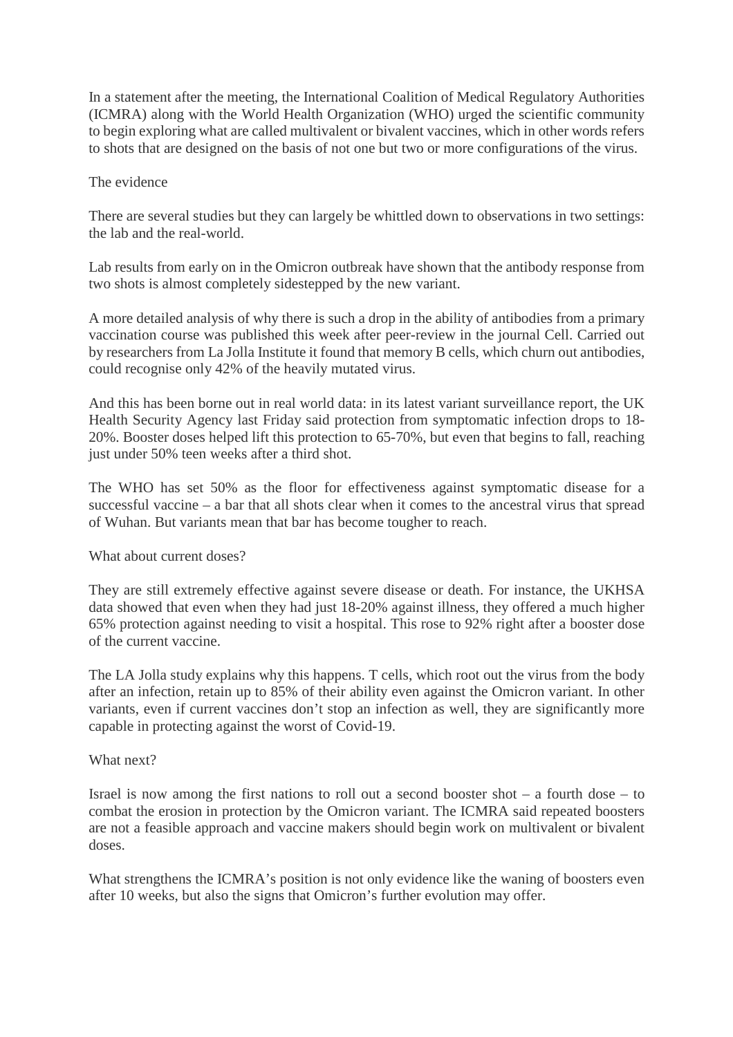In a statement after the meeting, the International Coalition of Medical Regulatory Authorities (ICMRA) along with the World Health Organization (WHO) urged the scientific community to begin exploring what are called multivalent or bivalent vaccines, which in other words refers to shots that are designed on the basis of not one but two or more configurations of the virus.

## The evidence

There are several studies but they can largely be whittled down to observations in two settings: the lab and the real-world.

Lab results from early on in the Omicron outbreak have shown that the antibody response from two shots is almost completely sidestepped by the new variant.

A more detailed analysis of why there is such a drop in the ability of antibodies from a primary vaccination course was published this week after peer-review in the journal Cell. Carried out by researchers from La Jolla Institute it found that memory B cells, which churn out antibodies, could recognise only 42% of the heavily mutated virus.

And this has been borne out in real world data: in its latest variant surveillance report, the UK Health Security Agency last Friday said protection from symptomatic infection drops to 18-20%. Booster doses helped lift this protection to 65-70%, but even that begins to fall, reaching just under 50% teen weeks after a third shot.

The WHO has set 50% as the floor for effectiveness against symptomatic disease for a successful vaccine – a bar that all shots clear when it comes to the ancestral virus that spread of Wuhan. But variants mean that bar has become tougher to reach.

## What about current doses?

They are still extremely effective against severe disease or death. For instance, the UKHSA data showed that even when they had just 18-20% against illness, they offered a much higher 65% protection against needing to visit a hospital. This rose to 92% right after a booster dose of the current vaccine.

The LA Jolla study explains why this happens. T cells, which root out the virus from the body after an infection, retain up to 85% of their ability even against the Omicron variant. In other variants, even if current vaccines don't stop an infection as well, they are significantly more capable in protecting against the worst of Covid-19.

## What next?

Israel is now among the first nations to roll out a second booster shot – a fourth dose – to combat the erosion in protection by the Omicron variant. The ICMRA said repeated boosters are not a feasible approach and vaccine makers should begin work on multivalent or bivalent doses.

What strengthens the ICMRA's position is not only evidence like the waning of boosters even after 10 weeks, but also the signs that Omicron's further evolution may offer.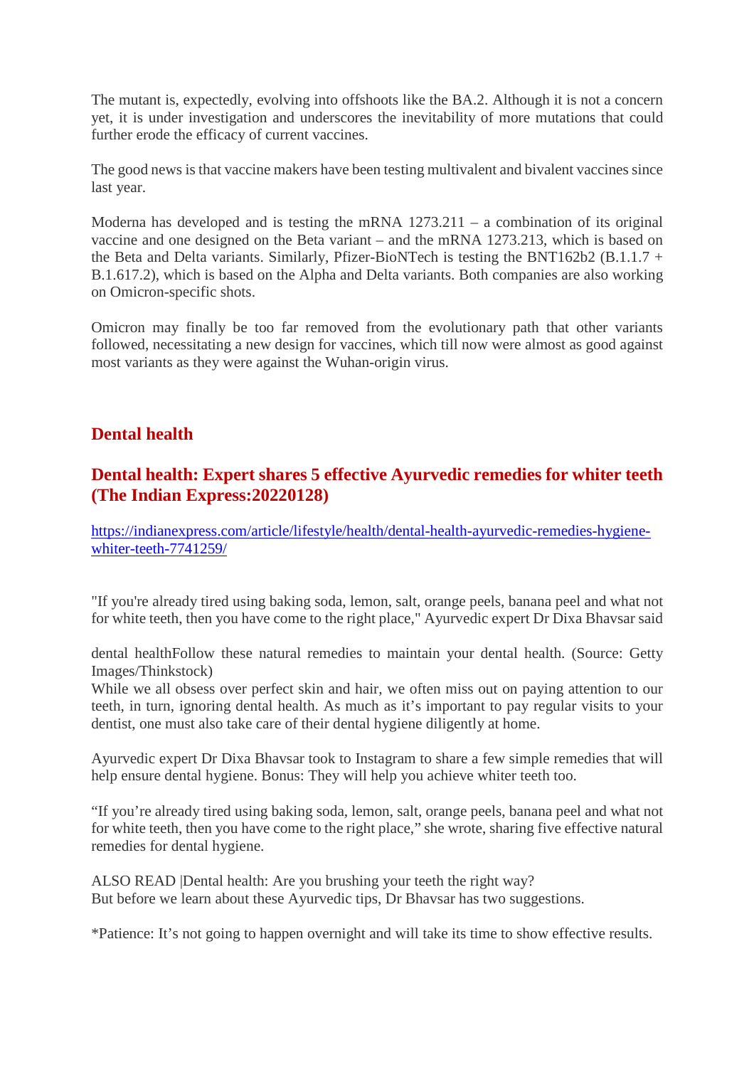The mutant is, expectedly, evolving into offshoots like the BA.2. Although it is not a concern yet, it is under investigation and underscores the inevitability of more mutations that could further erode the efficacy of current vaccines.

The good news is that vaccine makers have been testing multivalent and bivalent vaccines since last year.

Moderna has developed and is testing the mRNA 1273.211 – a combination of its original vaccine and one designed on the Beta variant – and the mRNA 1273.213, which is based on the Beta and Delta variants. Similarly, Pfizer-BioNTech is testing the BNT162b2 (B.1.1.7 + B.1.617.2), which is based on the Alpha and Delta variants. Both companies are also working on Omicron-specific shots.

Omicron may finally be too far removed from the evolutionary path that other variants followed, necessitating a new design for vaccines, which till now were almost as good against most variants as they were against the Wuhan-origin virus.

## Dental health

### Dental health: Expert shares 5 effective Ayurvedic remedies for whiter teeth (The Indian Express:20220128)

https://indianexpress.com/article/lifestyle/health/dental-health-ayurvedic-remedies-hygiene-whiter-teeth-7741259/

"If you're already tired using baking soda, lemon, salt, orange peels, banana peel and what not for white teeth, then you have come to the right place," Ayurvedic expert Dr Dixa Bhavsar said

dental healthFollow these natural remedies to maintain your dental health. (Source: Getty Images/Thinkstock)
While we all obsess over perfect skin and hair, we often miss out on paying attention to our teeth, in turn, ignoring dental health. As much as it's important to pay regular visits to your dentist, one must also take care of their dental hygiene diligently at home.

Ayurvedic expert Dr Dixa Bhavsar took to Instagram to share a few simple remedies that will help ensure dental hygiene. Bonus: They will help you achieve whiter teeth too.

"If you're already tired using baking soda, lemon, salt, orange peels, banana peel and what not for white teeth, then you have come to the right place," she wrote, sharing five effective natural remedies for dental hygiene.

ALSO READ |Dental health: Are you brushing your teeth the right way?
But before we learn about these Ayurvedic tips, Dr Bhavsar has two suggestions.

*Patience: It's not going to happen overnight and will take its time to show effective results.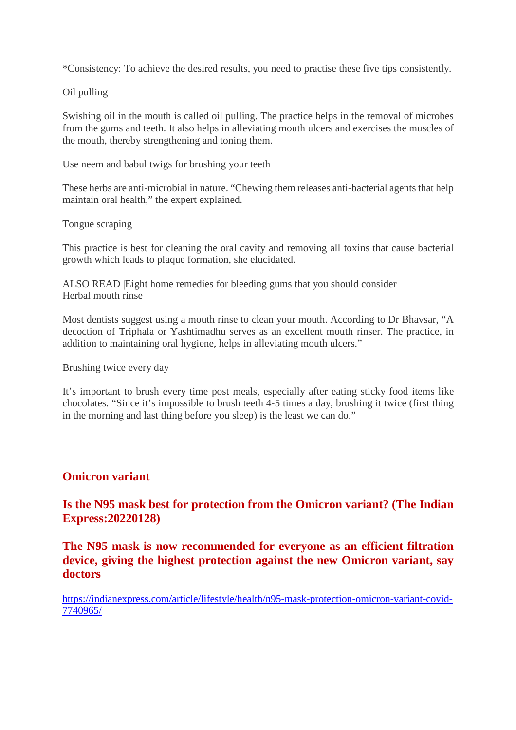*Consistency: To achieve the desired results, you need to practise these five tips consistently.

Oil pulling

Swishing oil in the mouth is called oil pulling. The practice helps in the removal of microbes from the gums and teeth. It also helps in alleviating mouth ulcers and exercises the muscles of the mouth, thereby strengthening and toning them.

Use neem and babul twigs for brushing your teeth

These herbs are anti-microbial in nature. "Chewing them releases anti-bacterial agents that help maintain oral health," the expert explained.

Tongue scraping

This practice is best for cleaning the oral cavity and removing all toxins that cause bacterial growth which leads to plaque formation, she elucidated.

ALSO READ |Eight home remedies for bleeding gums that you should consider
Herbal mouth rinse

Most dentists suggest using a mouth rinse to clean your mouth. According to Dr Bhavsar, "A decoction of Triphala or Yashtimadhu serves as an excellent mouth rinser. The practice, in addition to maintaining oral hygiene, helps in alleviating mouth ulcers."

Brushing twice every day

It's important to brush every time post meals, especially after eating sticky food items like chocolates. "Since it's impossible to brush teeth 4-5 times a day, brushing it twice (first thing in the morning and last thing before you sleep) is the least we can do."

## Omicron variant

## Is the N95 mask best for protection from the Omicron variant? (The Indian Express:20220128)

**The N95 mask is now recommended for everyone as an efficient filtration device, giving the highest protection against the new Omicron variant, say doctors**

https://indianexpress.com/article/lifestyle/health/n95-mask-protection-omicron-variant-covid-7740965/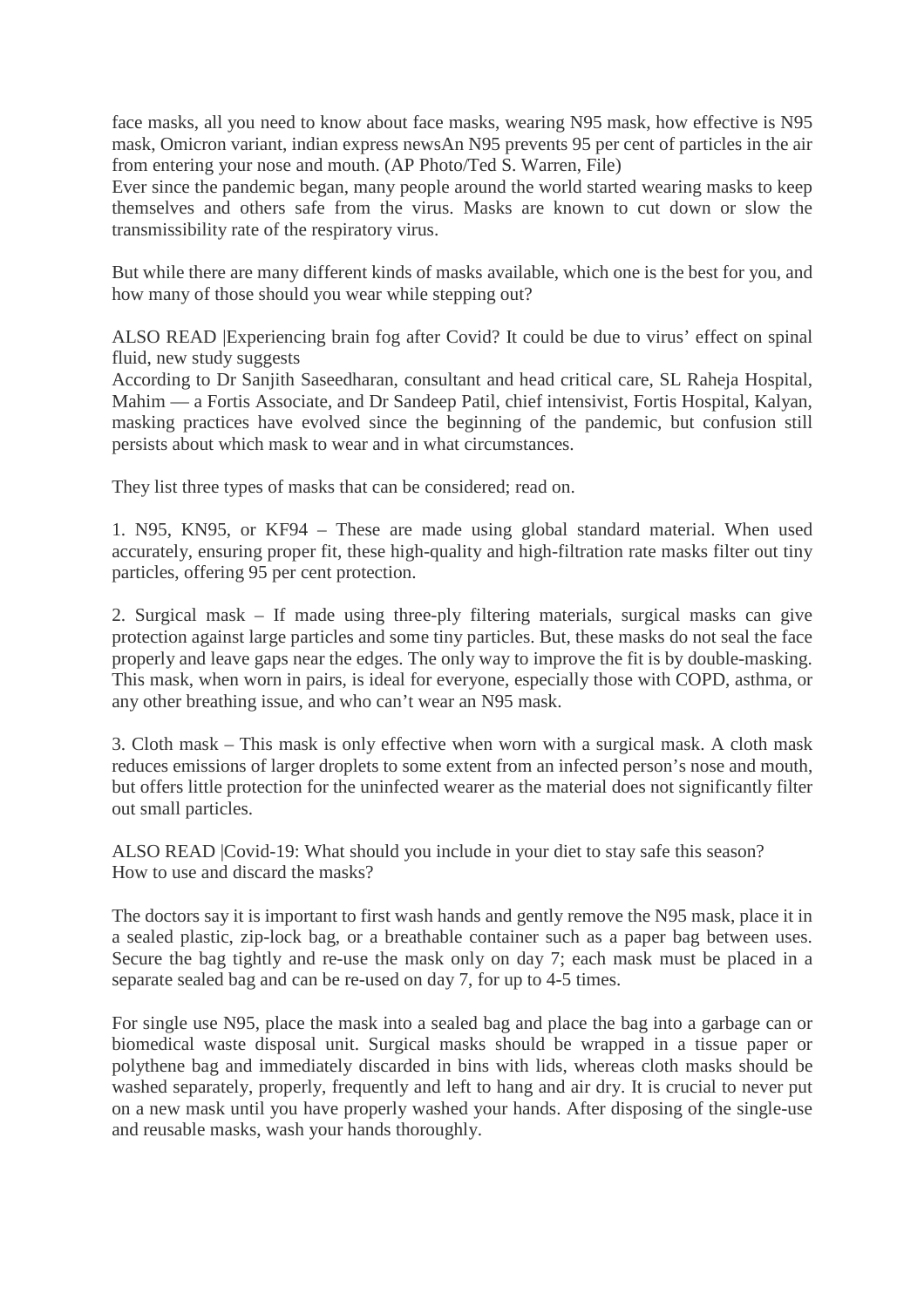face masks, all you need to know about face masks, wearing N95 mask, how effective is N95 mask, Omicron variant, indian express newsAn N95 prevents 95 per cent of particles in the air from entering your nose and mouth. (AP Photo/Ted S. Warren, File)
Ever since the pandemic began, many people around the world started wearing masks to keep themselves and others safe from the virus. Masks are known to cut down or slow the transmissibility rate of the respiratory virus.

But while there are many different kinds of masks available, which one is the best for you, and how many of those should you wear while stepping out?

ALSO READ |Experiencing brain fog after Covid? It could be due to virus' effect on spinal fluid, new study suggests
According to Dr Sanjith Saseedharan, consultant and head critical care, SL Raheja Hospital, Mahim — a Fortis Associate, and Dr Sandeep Patil, chief intensivist, Fortis Hospital, Kalyan, masking practices have evolved since the beginning of the pandemic, but confusion still persists about which mask to wear and in what circumstances.

They list three types of masks that can be considered; read on.

1. N95, KN95, or KF94 – These are made using global standard material. When used accurately, ensuring proper fit, these high-quality and high-filtration rate masks filter out tiny particles, offering 95 per cent protection.

2. Surgical mask – If made using three-ply filtering materials, surgical masks can give protection against large particles and some tiny particles. But, these masks do not seal the face properly and leave gaps near the edges. The only way to improve the fit is by double-masking. This mask, when worn in pairs, is ideal for everyone, especially those with COPD, asthma, or any other breathing issue, and who can't wear an N95 mask.

3. Cloth mask – This mask is only effective when worn with a surgical mask. A cloth mask reduces emissions of larger droplets to some extent from an infected person's nose and mouth, but offers little protection for the uninfected wearer as the material does not significantly filter out small particles.

ALSO READ |Covid-19: What should you include in your diet to stay safe this season?
How to use and discard the masks?

The doctors say it is important to first wash hands and gently remove the N95 mask, place it in a sealed plastic, zip-lock bag, or a breathable container such as a paper bag between uses. Secure the bag tightly and re-use the mask only on day 7; each mask must be placed in a separate sealed bag and can be re-used on day 7, for up to 4-5 times.

For single use N95, place the mask into a sealed bag and place the bag into a garbage can or biomedical waste disposal unit. Surgical masks should be wrapped in a tissue paper or polythene bag and immediately discarded in bins with lids, whereas cloth masks should be washed separately, properly, frequently and left to hang and air dry. It is crucial to never put on a new mask until you have properly washed your hands. After disposing of the single-use and reusable masks, wash your hands thoroughly.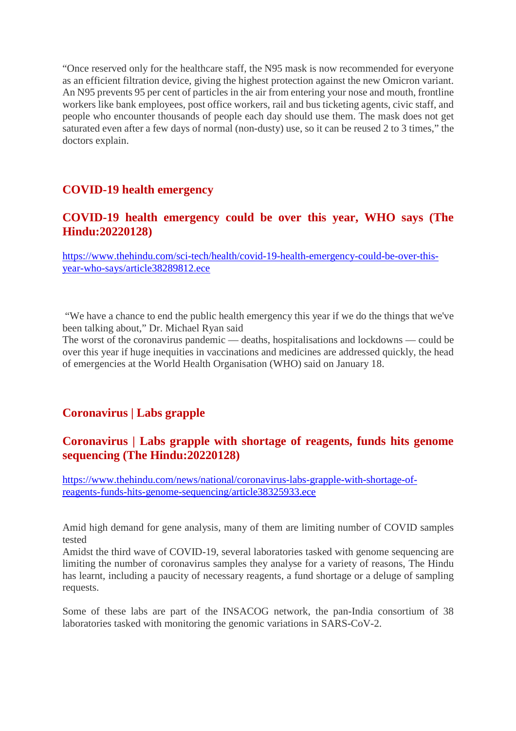"Once reserved only for the healthcare staff, the N95 mask is now recommended for everyone as an efficient filtration device, giving the highest protection against the new Omicron variant. An N95 prevents 95 per cent of particles in the air from entering your nose and mouth, frontline workers like bank employees, post office workers, rail and bus ticketing agents, civic staff, and people who encounter thousands of people each day should use them. The mask does not get saturated even after a few days of normal (non-dusty) use, so it can be reused 2 to 3 times," the doctors explain.

## COVID-19 health emergency

## COVID-19 health emergency could be over this year, WHO says (The Hindu:20220128)

https://www.thehindu.com/sci-tech/health/covid-19-health-emergency-could-be-over-this-year-who-says/article38289812.ece

"We have a chance to end the public health emergency this year if we do the things that we've been talking about," Dr. Michael Ryan said

The worst of the coronavirus pandemic — deaths, hospitalisations and lockdowns — could be over this year if huge inequities in vaccinations and medicines are addressed quickly, the head of emergencies at the World Health Organisation (WHO) said on January 18.

## Coronavirus | Labs grapple

## Coronavirus | Labs grapple with shortage of reagents, funds hits genome sequencing (The Hindu:20220128)

https://www.thehindu.com/news/national/coronavirus-labs-grapple-with-shortage-of-reagents-funds-hits-genome-sequencing/article38325933.ece

Amid high demand for gene analysis, many of them are limiting number of COVID samples tested

Amidst the third wave of COVID-19, several laboratories tasked with genome sequencing are limiting the number of coronavirus samples they analyse for a variety of reasons, The Hindu has learnt, including a paucity of necessary reagents, a fund shortage or a deluge of sampling requests.

Some of these labs are part of the INSACOG network, the pan-India consortium of 38 laboratories tasked with monitoring the genomic variations in SARS-CoV-2.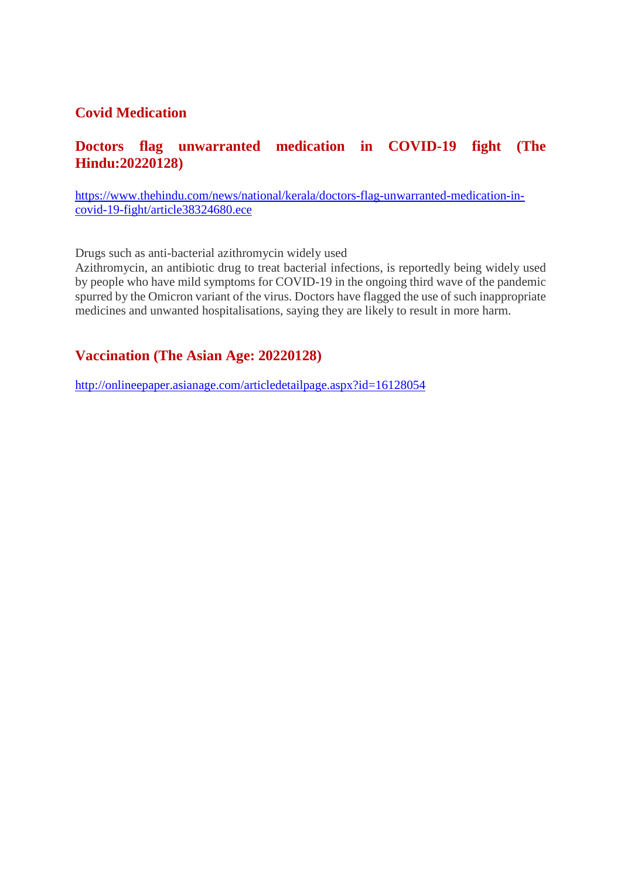## Covid Medication

### Doctors flag unwarranted medication in COVID-19 fight (The Hindu:20220128)

https://www.thehindu.com/news/national/kerala/doctors-flag-unwarranted-medication-in-covid-19-fight/article38324680.ece

Drugs such as anti-bacterial azithromycin widely used
Azithromycin, an antibiotic drug to treat bacterial infections, is reportedly being widely used by people who have mild symptoms for COVID-19 in the ongoing third wave of the pandemic spurred by the Omicron variant of the virus. Doctors have flagged the use of such inappropriate medicines and unwanted hospitalisations, saying they are likely to result in more harm.

### Vaccination (The Asian Age: 20220128)

http://onlineepaper.asianage.com/articledetailpage.aspx?id=16128054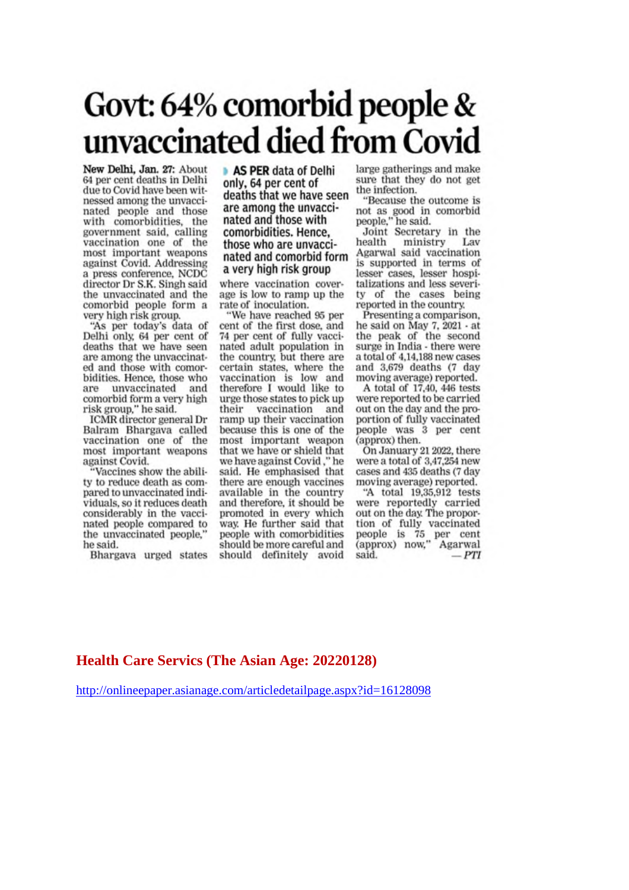# Govt: 64% comorbid people & unvaccinated died from Covid

**New Delhi, Jan. 27:** About 64 per cent deaths in Delhi due to Covid have been witnessed among the unvaccinated people and those with comorbidities, the government said, calling vaccination one of the most important weapons against Covid. Addressing a press conference, NCDC director Dr S.K. Singh said the unvaccinated and the comorbid people form a very high risk group.

"As per today's data of Delhi only, 64 per cent of deaths that we have seen are among the unvaccinated and those with comorbidities. Hence, those who are unvaccinated and comorbid form a very high risk group," he said.

ICMR director general Dr Balram Bhargava called vaccination one of the most important weapons against Covid.

"Vaccines show the ability to reduce death as compared to unvaccinated individuals, so it reduces death considerably in the vaccinated people compared to the unvaccinated people," he said.

> AS PER data of Delhi only, 64 per cent of deaths that we have seen are among the unvaccinated and those with comorbidities. Hence, those who are unvaccinated and comorbid form a very high risk group

Bhargava urged states where vaccination coverage is low to ramp up the rate of inoculation.

"We have reached 95 per cent of the first dose, and 74 per cent of fully vaccinated adult population in the country, but there are certain states, where the vaccination is low and therefore I would like to urge those states to pick up their vaccination and ramp up their vaccination because this is one of the most important weapon that we have or shield that we have against Covid," he said. He emphasised that there are enough vaccines available in the country and therefore, it should be promoted in every which way. He further said that people with comorbidities should be more careful and should definitely avoid large gatherings and make sure that they do not get the infection.

"Because the outcome is not as good in comorbid people," he said.

Joint Secretary in the health ministry Lav Agarwal said vaccination is supported in terms of lesser cases, lesser hospitalizations and less severity of the cases being reported in the country.

Presenting a comparison, he said on May 7, 2021 - at the peak of the second surge in India - there were a total of 4,14,188 new cases and 3,679 deaths (7 day moving average) reported.

A total of 17,40, 446 tests were reported to be carried out on the day and the proportion of fully vaccinated people was 3 per cent (approx) then.

On January 21 2022, there were a total of 3,47,254 new cases and 435 deaths (7 day moving average) reported.

"A total 19,35,912 tests were reportedly carried out on the day. The proportion of fully vaccinated people is 75 per cent (approx) now," Agarwal said.

— *PTI*

**Health Care Servics (The Asian Age: 20220128)**

http://onlineepaper.asianage.com/articledetailpage.aspx?id=16128098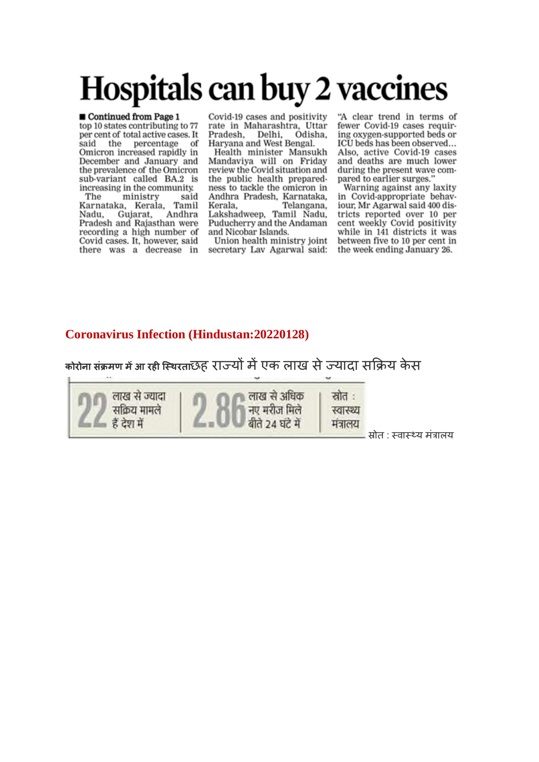# Hospitals can buy 2 vaccines

■ **Continued from Page 1**

top 10 states contributing to 77 per cent of total active cases. It said the percentage of Omicron increased rapidly in December and January and the prevalence of the Omicron sub-variant called BA.2 is increasing in the community.

The ministry said Karnataka, Kerala, Tamil Nadu, Gujarat, Andhra Pradesh and Rajasthan were recording a high number of Covid cases. It, however, said there was a decrease in Covid-19 cases and positivity rate in Maharashtra, Uttar Pradesh, Delhi, Odisha, Haryana and West Bengal.

Health minister Mansukh Mandaviya will on Friday review the Covid situation and the public health preparedness to tackle the omicron in Andhra Pradesh, Karnataka, Kerala, Telangana, Lakshadweep, Tamil Nadu, Puducherry and the Andaman and Nicobar Islands.

Union health ministry joint secretary Lav Agarwal said: "A clear trend in terms of fewer Covid-19 cases requiring oxygen-supported beds or ICU beds has been observed... Also, active Covid-19 cases and deaths are much lower during the present wave compared to earlier surges."

Warning against any laxity in Covid-appropriate behaviour, Mr Agarwal said 400 districts reported over 10 per cent weekly Covid positivity while in 141 districts it was between five to 10 per cent in the week ending January 26.

## Coronavirus Infection (Hindustan:20220128)

**कोरोना संक्रमण में आ रही स्थिरता**छह राज्यों में एक लाख से ज्यादा सक्रिय केस

| 22 लाख से ज्यादा सक्रिय मामले हैं देश में | 2.86 लाख से अधिक नए मरीज मिले बीते 24 घंटे में | स्रोत : स्वास्थ्य मंत्रालय |
|---|---|---|

स्रोत : स्वास्थ्य मंत्रालय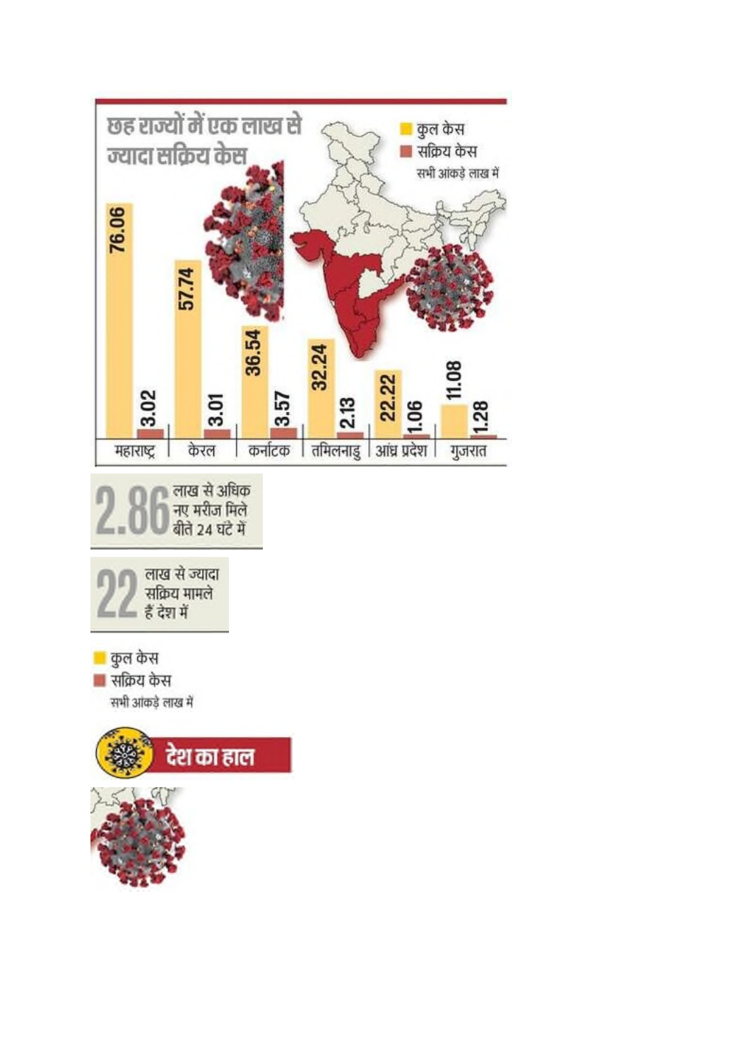## छह राज्यों में एक लाख से ज्यादा सक्रिय केस

■ कुल केस
■ सक्रिय केस
सभी आंकड़े लाख में

| राज्य | कुल केस | सक्रिय केस |
|---|---|---|
| महाराष्ट्र | 76.06 | 3.02 |
| केरल | 57.74 | 3.01 |
| कर्नाटक | 36.54 | 3.57 |
| तमिलनाडु | 32.24 | 2.13 |
| आंध्र प्रदेश | 22.22 | 1.06 |
| गुजरात | 11.08 | 1.28 |

**2.86** लाख से अधिक नए मरीज मिले बीते 24 घंटे में

**22** लाख से ज्यादा सक्रिय मामले हैं देश में

■ कुल केस
■ सक्रिय केस
सभी आंकड़े लाख में

## देश का हाल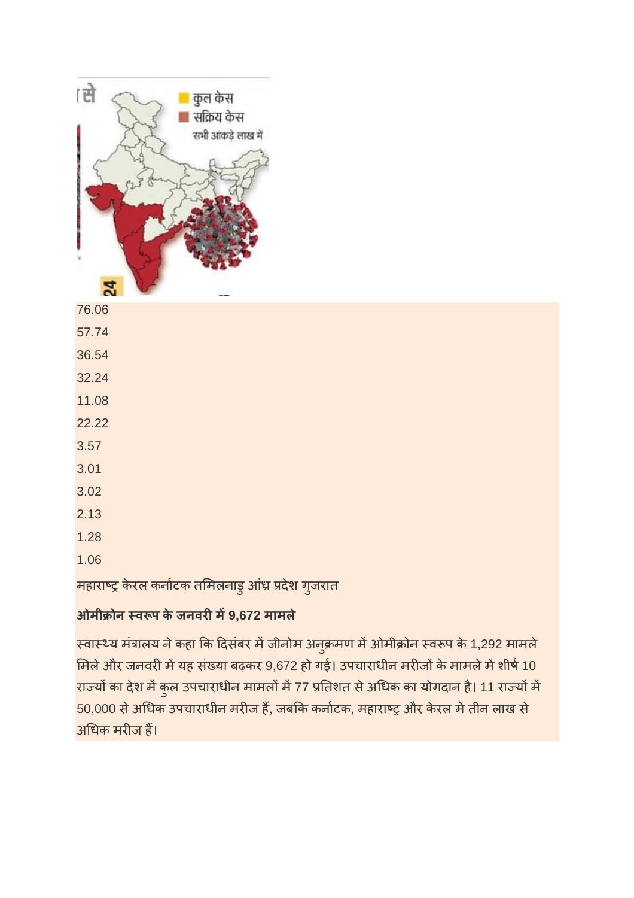76.06

57.74

36.54

32.24

11.08

22.22

3.57

3.01

3.02

2.13

1.28

1.06

महाराष्ट्र केरल कर्नाटक तमिलनाडु आंध्र प्रदेश गुजरात

**ओमीक्रोन स्वरूप के जनवरी में 9,672 मामले**

स्वास्थ्य मंत्रालय ने कहा कि दिसंबर में जीनोम अनुक्रमण में ओमीक्रोन स्वरूप के 1,292 मामले मिले और जनवरी में यह संख्या बढ़कर 9,672 हो गई। उपचाराधीन मरीजों के मामले में शीर्ष 10 राज्यों का देश में कुल उपचाराधीन मामलों में 77 प्रतिशत से अधिक का योगदान है। 11 राज्यों में 50,000 से अधिक उपचाराधीन मरीज हैं, जबकि कर्नाटक, महाराष्ट्र और केरल में तीन लाख से अधिक मरीज हैं।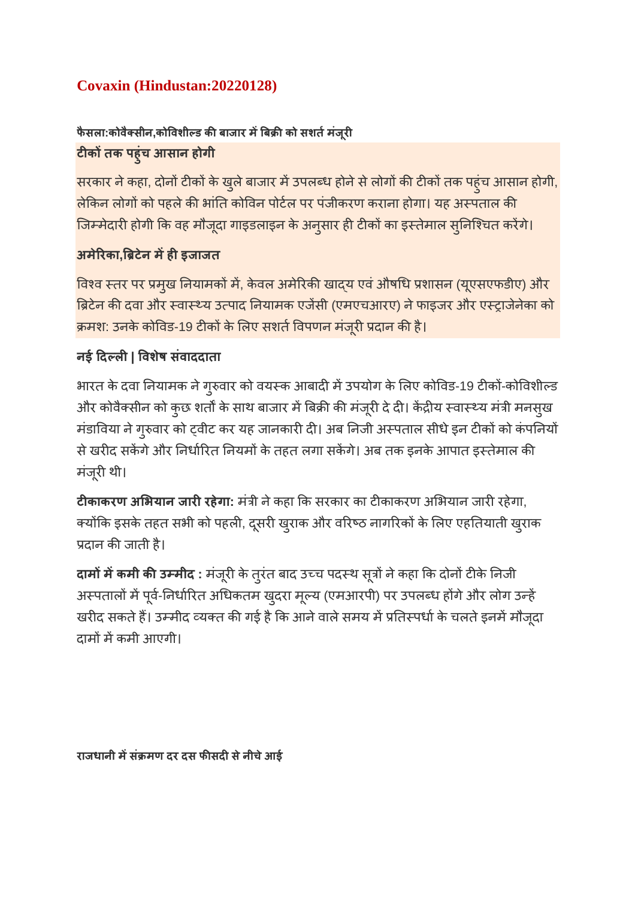## Covaxin (Hindustan:20220128)

**फैसला:कोवैक्सीन,कोविशील्ड की बाजार में बिक्री को सशर्त मंजूरी**

**टीकों तक पहुंच आसान होगी**

सरकार ने कहा, दोनों टीकों के खुले बाजार में उपलब्ध होने से लोगों की टीकों तक पहुंच आसान होगी, लेकिन लोगों को पहले की भांति कोविन पोर्टल पर पंजीकरण कराना होगा। यह अस्पताल की जिम्मेदारी होगी कि वह मौजूदा गाइडलाइन के अनुसार ही टीकों का इस्तेमाल सुनिश्चित करेंगे।

**अमेरिका,ब्रिटेन में ही इजाजत**

विश्व स्तर पर प्रमुख नियामकों में, केवल अमेरिकी खाद्य एवं औषधि प्रशासन (यूएसएफडीए) और ब्रिटेन की दवा और स्वास्थ्य उत्पाद नियामक एजेंसी (एमएचआरए) ने फाइजर और एस्ट्राजेनेका को क्रमश: उनके कोविड-19 टीकों के लिए सशर्त विपणन मंजूरी प्रदान की है।

**नई दिल्ली | विशेष संवाददाता**

भारत के दवा नियामक ने गुरुवार को वयस्क आबादी में उपयोग के लिए कोविड-19 टीकों-कोविशील्ड और कोवैक्सीन को कुछ शर्तों के साथ बाजार में बिक्री की मंजूरी दे दी। केंद्रीय स्वास्थ्य मंत्री मनसुख मंडाविया ने गुरुवार को ट्वीट कर यह जानकारी दी। अब निजी अस्पताल सीधे इन टीकों को कंपनियों से खरीद सकेंगे और निर्धारित नियमों के तहत लगा सकेंगे। अब तक इनके आपात इस्तेमाल की मंजूरी थी।

**टीकाकरण अभियान जारी रहेगा:** मंत्री ने कहा कि सरकार का टीकाकरण अभियान जारी रहेगा, क्योंकि इसके तहत सभी को पहली, दूसरी खुराक और वरिष्ठ नागरिकों के लिए एहतियाती खुराक प्रदान की जाती है।

**दामों में कमी की उम्मीद :** मंजूरी के तुरंत बाद उच्च पदस्थ सूत्रों ने कहा कि दोनों टीके निजी अस्पतालों में पूर्व-निर्धारित अधिकतम खुदरा मूल्य (एमआरपी) पर उपलब्ध होंगे और लोग उन्हें खरीद सकते हैं। उम्मीद व्यक्त की गई है कि आने वाले समय में प्रतिस्पर्धा के चलते इनमें मौजूदा दामों में कमी आएगी।

**राजधानी में संक्रमण दर दस फीसदी से नीचे आई**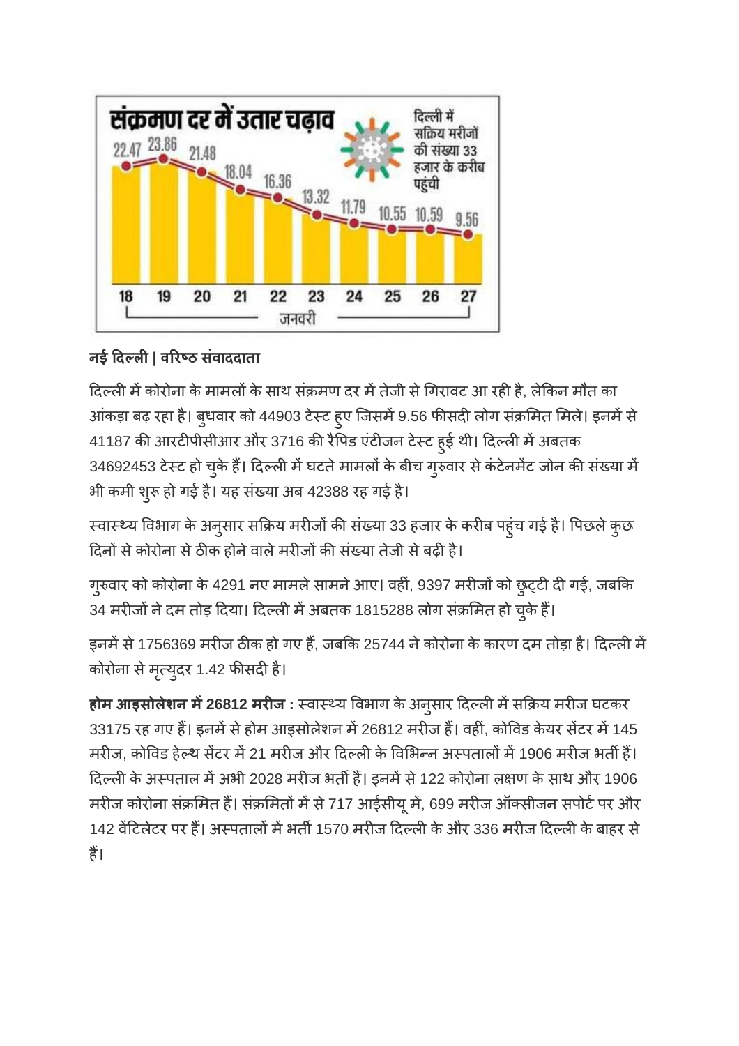**संक्रमण दर में उतार चढ़ाव**

दिल्ली में सक्रिय मरीजों की संख्या 33 हजार के करीब पहुंची

| जनवरी | 18 | 19 | 20 | 21 | 22 | 23 | 24 | 25 | 26 | 27 |
|---|---|---|---|---|---|---|---|---|---|---|
| संक्रमण दर | 22.47 | 23.86 | 21.48 | 18.04 | 16.36 | 13.32 | 11.79 | 10.55 | 10.59 | 9.56 |

**नई दिल्ली | वरिष्ठ संवाददाता**

दिल्ली में कोरोना के मामलों के साथ संक्रमण दर में तेजी से गिरावट आ रही है, लेकिन मौत का आंकड़ा बढ़ रहा है। बुधवार को 44903 टेस्ट हुए जिसमें 9.56 फीसदी लोग संक्रमित मिले। इनमें से 41187 की आरटीपीसीआर और 3716 की रैपिड एंटीजन टेस्ट हुई थी। दिल्ली में अबतक 34692453 टेस्ट हो चुके हैं। दिल्ली में घटते मामलों के बीच गुरुवार से कंटेनमेंट जोन की संख्या में भी कमी शुरू हो गई है। यह संख्या अब 42388 रह गई है।

स्वास्थ्य विभाग के अनुसार सक्रिय मरीजों की संख्या 33 हजार के करीब पहुंच गई है। पिछले कुछ दिनों से कोरोना से ठीक होने वाले मरीजों की संख्या तेजी से बढ़ी है।

गुरुवार को कोरोना के 4291 नए मामले सामने आए। वहीं, 9397 मरीजों को छुट्टी दी गई, जबकि 34 मरीजों ने दम तोड़ दिया। दिल्ली में अबतक 1815288 लोग संक्रमित हो चुके हैं।

इनमें से 1756369 मरीज ठीक हो गए हैं, जबकि 25744 ने कोरोना के कारण दम तोड़ा है। दिल्ली में कोरोना से मृत्युदर 1.42 फीसदी है।

**होम आइसोलेशन में 26812 मरीज :** स्वास्थ्य विभाग के अनुसार दिल्ली में सक्रिय मरीज घटकर 33175 रह गए हैं। इनमें से होम आइसोलेशन में 26812 मरीज हैं। वहीं, कोविड केयर सेंटर में 145 मरीज, कोविड हेल्थ सेंटर में 21 मरीज और दिल्ली के विभिन्न अस्पतालों में 1906 मरीज भर्ती हैं। दिल्ली के अस्पताल में अभी 2028 मरीज भर्ती हैं। इनमें से 122 कोरोना लक्षण के साथ और 1906 मरीज कोरोना संक्रमित हैं। संक्रमितों में से 717 आईसीयू में, 699 मरीज ऑक्सीजन सपोर्ट पर और 142 वेंटिलेटर पर हैं। अस्पतालों में भर्ती 1570 मरीज दिल्ली के और 336 मरीज दिल्ली के बाहर से हैं।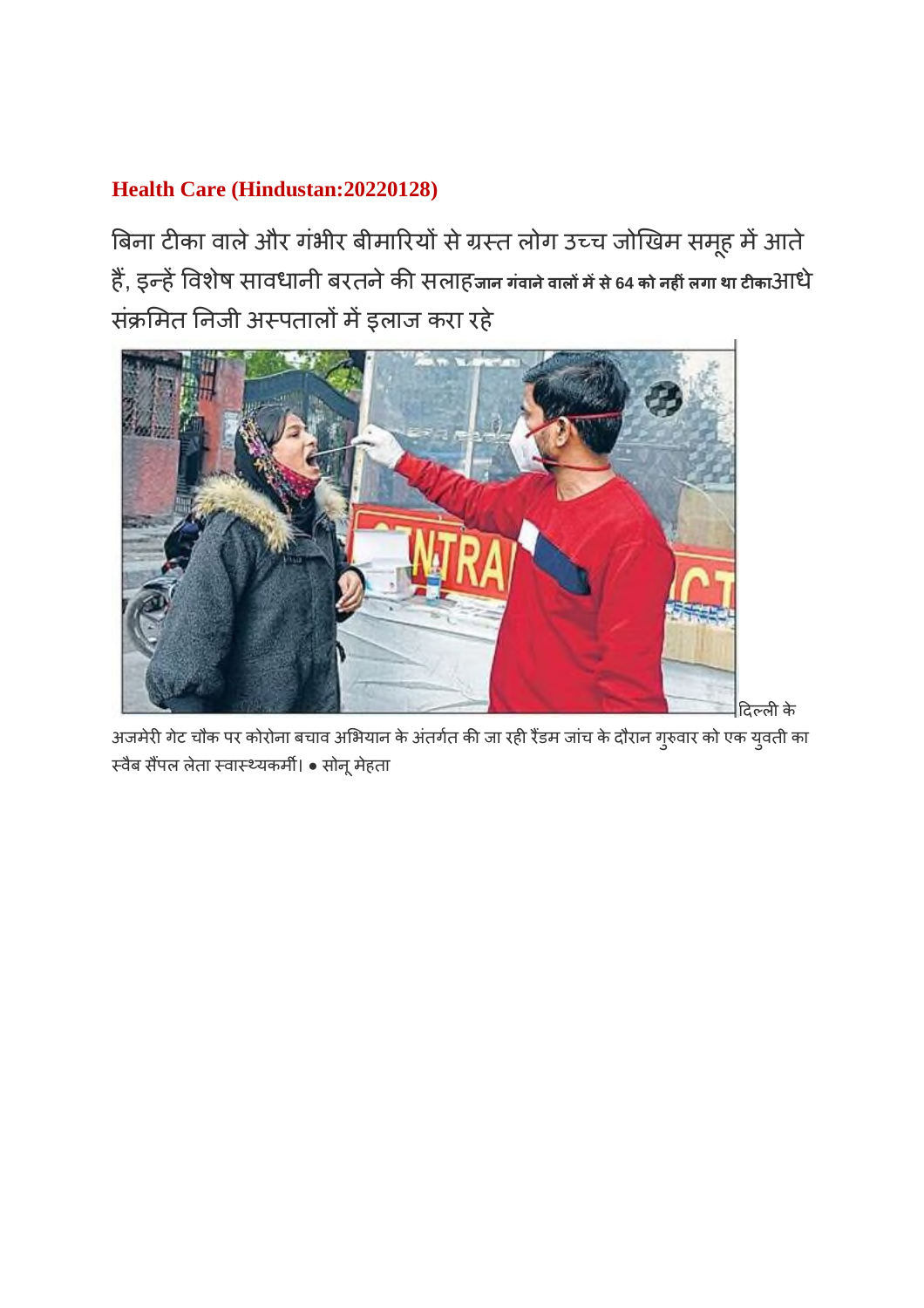## Health Care (Hindustan:20220128)

बिना टीका वाले और गंभीर बीमारियों से ग्रस्त लोग उच्च जोखिम समूह में आते हैं, इन्हें विशेष सावधानी बरतने की सलाह**जान गंवाने वालों में से 64 को नहीं लगा था टीका**आधे संक्रमित निजी अस्पतालों में इलाज करा रहे

दिल्ली के अजमेरी गेट चौक पर कोरोना बचाव अभियान के अंतर्गत की जा रही रैंडम जांच के दौरान गुरुवार को एक युवती का स्वैब सैंपल लेता स्वास्थ्यकर्मी। ● सोनू मेहता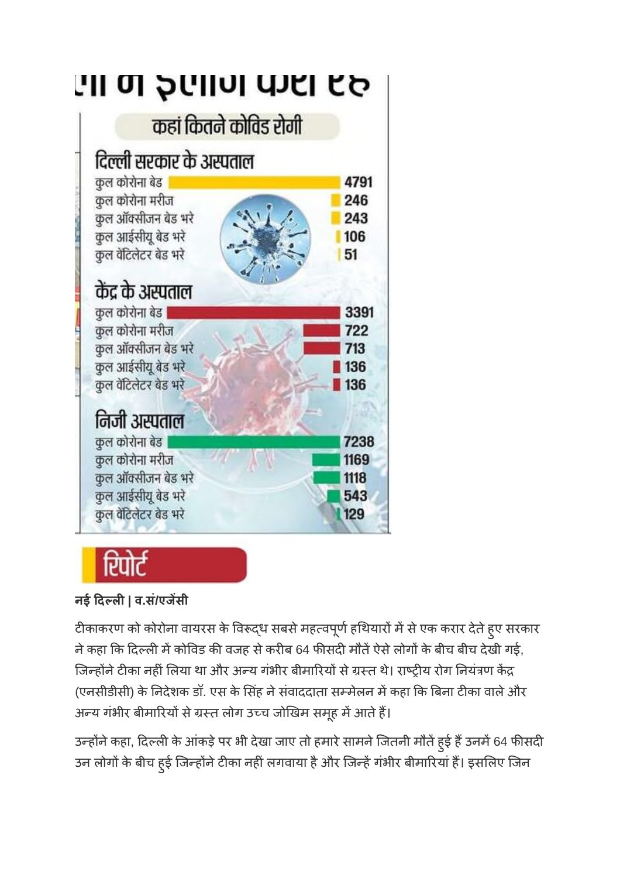## कहां कितने कोविड रोगी

### दिल्ली सरकार के अस्पताल

| | |
|---|---|
| कुल कोरोना बेड | 4791 |
| कुल कोरोना मरीज | 246 |
| कुल ऑक्सीजन बेड भरे | 243 |
| कुल आईसीयू बेड भरे | 106 |
| कुल वेंटिलेटर बेड भरे | 51 |

### केंद्र के अस्पताल

| | |
|---|---|
| कुल कोरोना बेड | 3391 |
| कुल कोरोना मरीज | 722 |
| कुल ऑक्सीजन बेड भरे | 713 |
| कुल आईसीयू बेड भरे | 136 |
| कुल वेंटिलेटर बेड भरे | 136 |

### निजी अस्पताल

| | |
|---|---|
| कुल कोरोना बेड | 7238 |
| कुल कोरोना मरीज | 1169 |
| कुल ऑक्सीजन बेड भरे | 1118 |
| कुल आईसीयू बेड भरे | 543 |
| कुल वेंटिलेटर बेड भरे | 129 |

## रिपोर्ट

**नई दिल्ली | व.सं/एजेंसी**

टीकाकरण को कोरोना वायरस के विरूद्ध सबसे महत्वपूर्ण हथियारों में से एक करार देते हुए सरकार ने कहा कि दिल्ली में कोविड की वजह से करीब 64 फीसदी मौतें ऐसे लोगों के बीच बीच देखी गई, जिन्होंने टीका नहीं लिया था और अन्य गंभीर बीमारियों से ग्रस्त थे। राष्ट्रीय रोग नियंत्रण केंद्र (एनसीडीसी) के निदेशक डॉ. एस के सिंह ने संवाददाता सम्मेलन में कहा कि बिना टीका वाले और अन्य गंभीर बीमारियों से ग्रस्त लोग उच्च जोखिम समूह में आते हैं।

उन्होंने कहा, दिल्ली के आंकड़े पर भी देखा जाए तो हमारे सामने जितनी मौतें हुई हैं उनमें 64 फीसदी उन लोगों के बीच हुई जिन्होंने टीका नहीं लगवाया है और जिन्हें गंभीर बीमारियां हैं। इसलिए जिन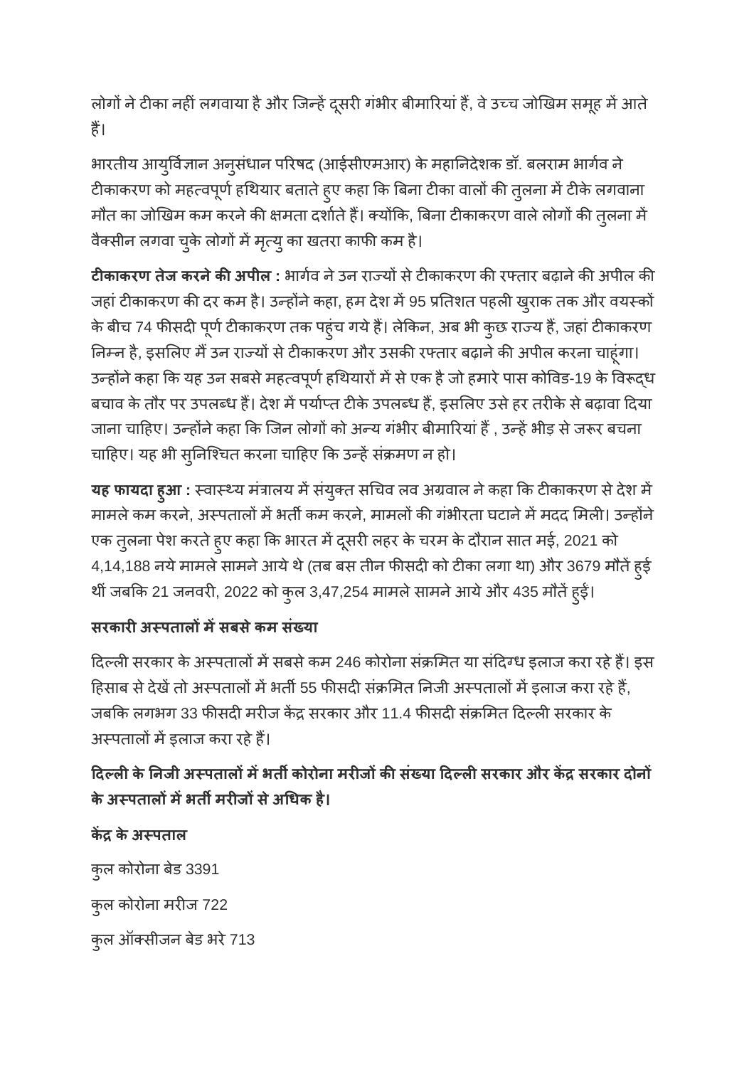लोगों ने टीका नहीं लगवाया है और जिन्हें दूसरी गंभीर बीमारियां हैं, वे उच्च जोखिम समूह में आते हैं।

भारतीय आयुर्विज्ञान अनुसंधान परिषद (आईसीएमआर) के महानिदेशक डॉ. बलराम भार्गव ने टीकाकरण को महत्वपूर्ण हथियार बताते हुए कहा कि बिना टीका वालों की तुलना में टीके लगवाना मौत का जोखिम कम करने की क्षमता दर्शाते हैं। क्योंकि, बिना टीकाकरण वाले लोगों की तुलना में वैक्सीन लगवा चुके लोगों में मृत्यु का खतरा काफी कम है।

**टीकाकरण तेज करने की अपील :** भार्गव ने उन राज्यों से टीकाकरण की रफ्तार बढ़ाने की अपील की जहां टीकाकरण की दर कम है। उन्होंने कहा, हम देश में 95 प्रतिशत पहली खुराक तक और वयस्कों के बीच 74 फीसदी पूर्ण टीकाकरण तक पहुंच गये हैं। लेकिन, अब भी कुछ राज्य हैं, जहां टीकाकरण निम्न है, इसलिए मैं उन राज्यों से टीकाकरण और उसकी रफ्तार बढ़ाने की अपील करना चाहूंगा। उन्होंने कहा कि यह उन सबसे महत्वपूर्ण हथियारों में से एक है जो हमारे पास कोविड-19 के विरूद्ध बचाव के तौर पर उपलब्ध हैं। देश में पर्याप्त टीके उपलब्ध हैं, इसलिए उसे हर तरीके से बढ़ावा दिया जाना चाहिए। उन्होंने कहा कि जिन लोगों को अन्य गंभीर बीमारियां हैं , उन्हें भीड़ से जरूर बचना चाहिए। यह भी सुनिश्चित करना चाहिए कि उन्हें संक्रमण न हो।

**यह फायदा हुआ :** स्वास्थ्य मंत्रालय में संयुक्त सचिव लव अग्रवाल ने कहा कि टीकाकरण से देश में मामले कम करने, अस्पतालों में भर्ती कम करने, मामलों की गंभीरता घटाने में मदद मिली। उन्होंने एक तुलना पेश करते हुए कहा कि भारत में दूसरी लहर के चरम के दौरान सात मई, 2021 को 4,14,188 नये मामले सामने आये थे (तब बस तीन फीसदी को टीका लगा था) और 3679 मौतें हुई थीं जबकि 21 जनवरी, 2022 को कुल 3,47,254 मामले सामने आये और 435 मौतें हुई।

**सरकारी अस्पतालों में सबसे कम संख्या**

दिल्ली सरकार के अस्पतालों में सबसे कम 246 कोरोना संक्रमित या संदिग्ध इलाज करा रहे हैं। इस हिसाब से देखें तो अस्पतालों में भर्ती 55 फीसदी संक्रमित निजी अस्पतालों में इलाज करा रहे हैं, जबकि लगभग 33 फीसदी मरीज केंद्र सरकार और 11.4 फीसदी संक्रमित दिल्ली सरकार के अस्पतालों में इलाज करा रहे हैं।

**दिल्ली के निजी अस्पतालों में भर्ती कोरोना मरीजों की संख्या दिल्ली सरकार और केंद्र सरकार दोनों के अस्पतालों में भर्ती मरीजों से अधिक है।**

**केंद्र के अस्पताल**

कुल कोरोना बेड 3391

कुल कोरोना मरीज 722

कुल ऑक्सीजन बेड भरे 713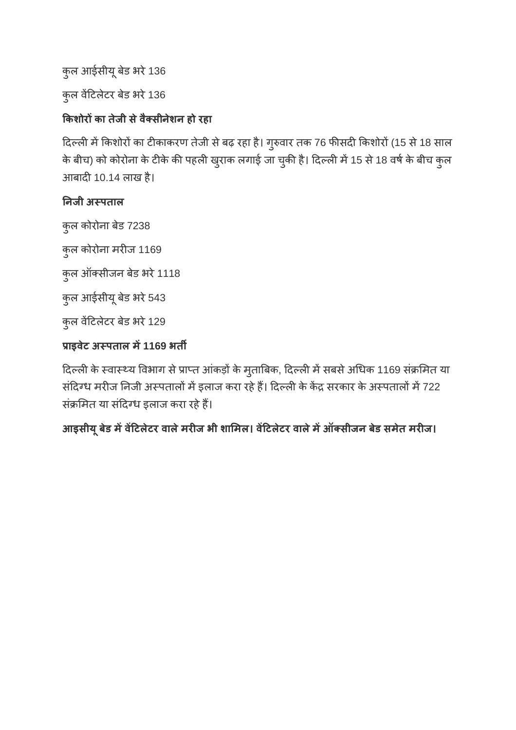कुल आईसीयू बेड भरे 136

कुल वेंटिलेटर बेड भरे 136

**किशोरों का तेजी से वैक्सीनेशन हो रहा**

दिल्ली में किशोरों का टीकाकरण तेजी से बढ़ रहा है। गुरुवार तक 76 फीसदी किशोरों (15 से 18 साल के बीच) को कोरोना के टीके की पहली खुराक लगाई जा चुकी है। दिल्ली में 15 से 18 वर्ष के बीच कुल आबादी 10.14 लाख है।

**निजी अस्पताल**

कुल कोरोना बेड 7238

कुल कोरोना मरीज 1169

कुल ऑक्सीजन बेड भरे 1118

कुल आईसीयू बेड भरे 543

कुल वेंटिलेटर बेड भरे 129

**प्राइवेट अस्पताल में 1169 भर्ती**

दिल्ली के स्वास्थ्य विभाग से प्राप्त आंकड़ों के मुताबिक, दिल्ली में सबसे अधिक 1169 संक्रमित या संदिग्ध मरीज निजी अस्पतालों में इलाज करा रहे हैं। दिल्ली के केंद्र सरकार के अस्पतालों में 722 संक्रमित या संदिग्ध इलाज करा रहे हैं।

**आइसीयू बेड में वेंटिलेटर वाले मरीज भी शामिल। वेंटिलेटर वाले में ऑक्सीजन बेड समेत मरीज।**